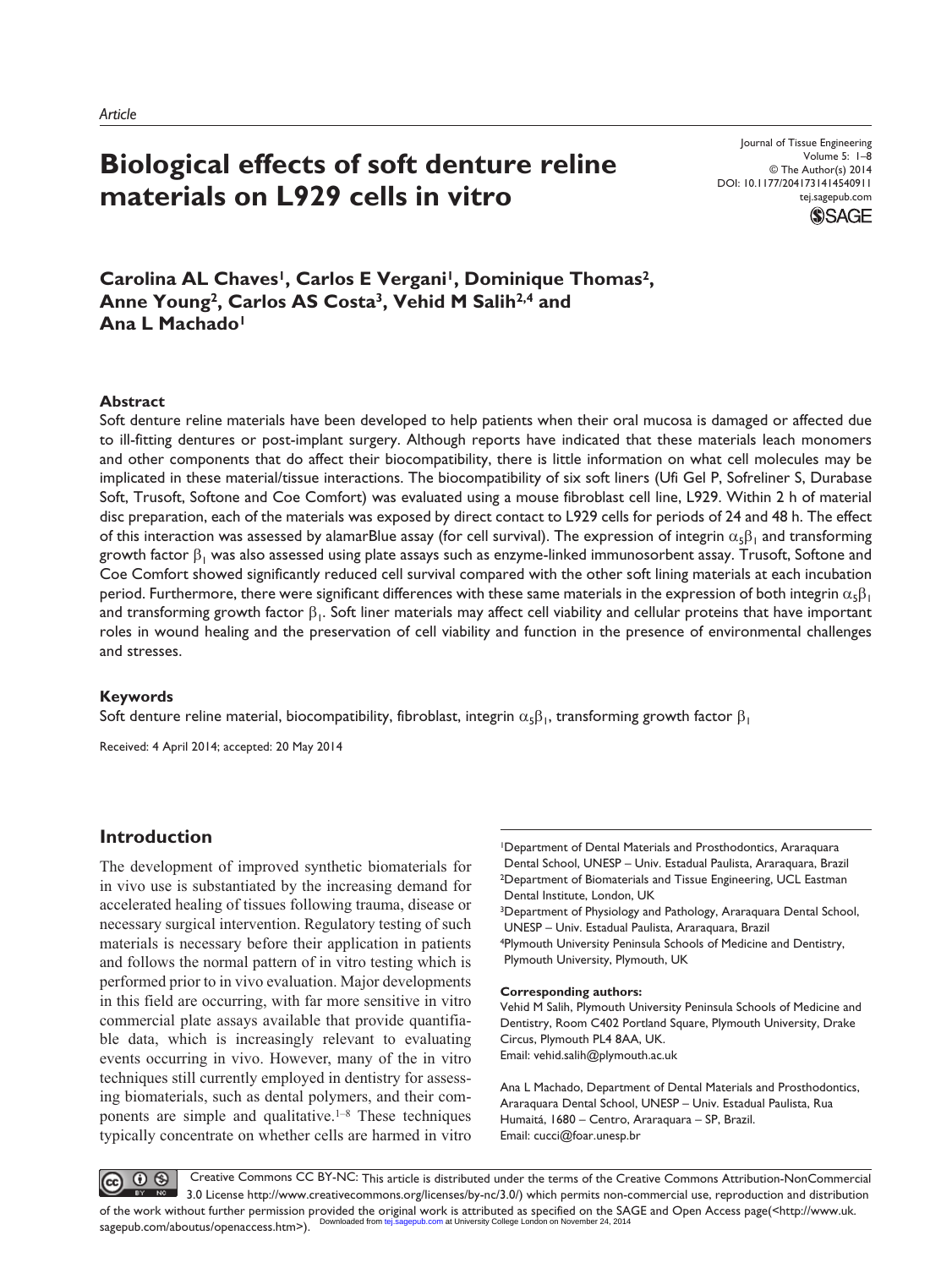Article

# Biological effects of soft denture reline materials on L929 cells in vitro

Journal of Tissue Engineering
Volume 5: 1–8
© The Author(s) 2014
DOI: 10.1177/2041731414540911
tej.sagepub.com

**Carolina AL Chaves[1], Carlos E Vergani[1], Dominique Thomas[2], Anne Young[2], Carlos AS Costa[3], Vehid M Salih[2,4] and Ana L Machado[1]**

### Abstract

Soft denture reline materials have been developed to help patients when their oral mucosa is damaged or affected due to ill-fitting dentures or post-implant surgery. Although reports have indicated that these materials leach monomers and other components that do affect their biocompatibility, there is little information on what cell molecules may be implicated in these material/tissue interactions. The biocompatibility of six soft liners (Ufi Gel P, Sofreliner S, Durabase Soft, Trusoft, Softone and Coe Comfort) was evaluated using a mouse fibroblast cell line, L929. Within 2 h of material disc preparation, each of the materials was exposed by direct contact to L929 cells for periods of 24 and 48 h. The effect of this interaction was assessed by alamarBlue assay (for cell survival). The expression of integrin $\alpha_5\beta_1$ and transforming growth factor $\beta_1$ was also assessed using plate assays such as enzyme-linked immunosorbent assay. Trusoft, Softone and Coe Comfort showed significantly reduced cell survival compared with the other soft lining materials at each incubation period. Furthermore, there were significant differences with these same materials in the expression of both integrin $\alpha_5\beta_1$ and transforming growth factor $\beta_1$. Soft liner materials may affect cell viability and cellular proteins that have important roles in wound healing and the preservation of cell viability and function in the presence of environmental challenges and stresses.

### Keywords

Soft denture reline material, biocompatibility, fibroblast, integrin $\alpha_5\beta_1$, transforming growth factor $\beta_1$

Received: 4 April 2014; accepted: 20 May 2014

## Introduction

The development of improved synthetic biomaterials for in vivo use is substantiated by the increasing demand for accelerated healing of tissues following trauma, disease or necessary surgical intervention. Regulatory testing of such materials is necessary before their application in patients and follows the normal pattern of in vitro testing which is performed prior to in vivo evaluation. Major developments in this field are occurring, with far more sensitive in vitro commercial plate assays available that provide quantifiable data, which is increasingly relevant to evaluating events occurring in vivo. However, many of the in vitro techniques still currently employed in dentistry for assessing biomaterials, such as dental polymers, and their components are simple and qualitative.[1–8] These techniques typically concentrate on whether cells are harmed in vitro

[1]Department of Dental Materials and Prosthodontics, Araraquara Dental School, UNESP – Univ. Estadual Paulista, Araraquara, Brazil
[2]Department of Biomaterials and Tissue Engineering, UCL Eastman Dental Institute, London, UK
[3]Department of Physiology and Pathology, Araraquara Dental School, UNESP – Univ. Estadual Paulista, Araraquara, Brazil
[4]Plymouth University Peninsula Schools of Medicine and Dentistry, Plymouth University, Plymouth, UK

**Corresponding authors:**
Vehid M Salih, Plymouth University Peninsula Schools of Medicine and Dentistry, Room C402 Portland Square, Plymouth University, Drake Circus, Plymouth PL4 8AA, UK.
Email: vehid.salih@plymouth.ac.uk

Ana L Machado, Department of Dental Materials and Prosthodontics, Araraquara Dental School, UNESP – Univ. Estadual Paulista, Rua Humaitá, 1680 – Centro, Araraquara – SP, Brazil.
Email: cucci@foar.unesp.br

Creative Commons CC BY-NC: This article is distributed under the terms of the Creative Commons Attribution-NonCommercial 3.0 License http://www.creativecommons.org/licenses/by-nc/3.0/) which permits non-commercial use, reproduction and distribution of the work without further permission provided the original work is attributed as specified on the SAGE and Open Access page(<http://www.uk.sagepub.com/aboutus/openaccess.htm>).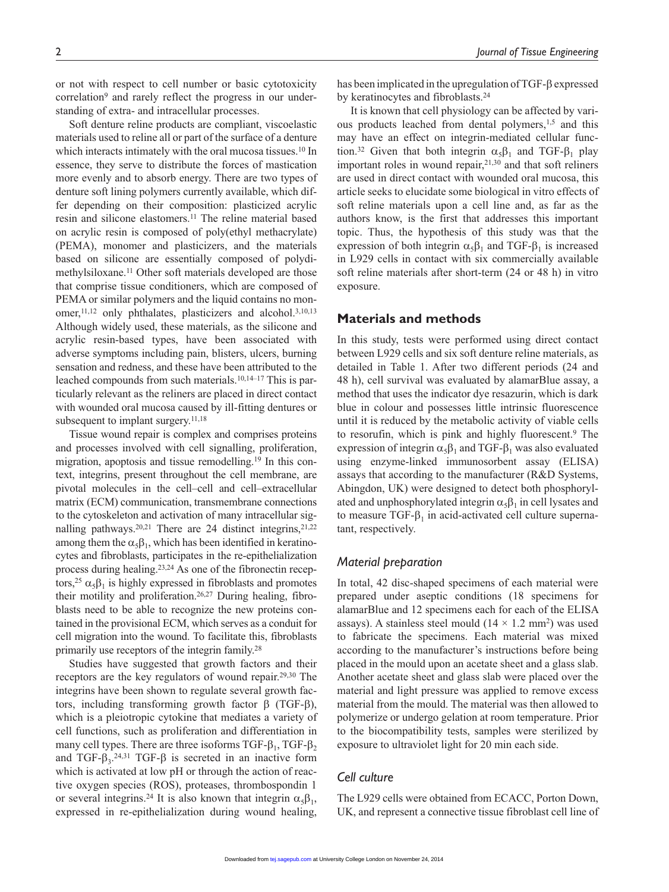or not with respect to cell number or basic cytotoxicity correlation[9] and rarely reflect the progress in our understanding of extra- and intracellular processes.

Soft denture reline products are compliant, viscoelastic materials used to reline all or part of the surface of a denture which interacts intimately with the oral mucosa tissues.[10] In essence, they serve to distribute the forces of mastication more evenly and to absorb energy. There are two types of denture soft lining polymers currently available, which differ depending on their composition: plasticized acrylic resin and silicone elastomers.[11] The reline material based on acrylic resin is composed of poly(ethyl methacrylate) (PEMA), monomer and plasticizers, and the materials based on silicone are essentially composed of polydimethylsiloxane.[11] Other soft materials developed are those that comprise tissue conditioners, which are composed of PEMA or similar polymers and the liquid contains no monomer,[11,12] only phthalates, plasticizers and alcohol.[3,10,13] Although widely used, these materials, as the silicone and acrylic resin-based types, have been associated with adverse symptoms including pain, blisters, ulcers, burning sensation and redness, and these have been attributed to the leached compounds from such materials.[10,14–17] This is particularly relevant as the reliners are placed in direct contact with wounded oral mucosa caused by ill-fitting dentures or subsequent to implant surgery.[11,18]

Tissue wound repair is complex and comprises proteins and processes involved with cell signalling, proliferation, migration, apoptosis and tissue remodelling.[19] In this context, integrins, present throughout the cell membrane, are pivotal molecules in the cell–cell and cell–extracellular matrix (ECM) communication, transmembrane connections to the cytoskeleton and activation of many intracellular signalling pathways.[20,21] There are 24 distinct integrins,[21,22] among them the $\alpha_5\beta_1$, which has been identified in keratinocytes and fibroblasts, participates in the re-epithelialization process during healing.[23,24] As one of the fibronectin receptors,[25] $\alpha_5\beta_1$ is highly expressed in fibroblasts and promotes their motility and proliferation.[26,27] During healing, fibroblasts need to be able to recognize the new proteins contained in the provisional ECM, which serves as a conduit for cell migration into the wound. To facilitate this, fibroblasts primarily use receptors of the integrin family.[28]

Studies have suggested that growth factors and their receptors are the key regulators of wound repair.[29,30] The integrins have been shown to regulate several growth factors, including transforming growth factor β (TGF-β), which is a pleiotropic cytokine that mediates a variety of cell functions, such as proliferation and differentiation in many cell types. There are three isoforms TGF-$\beta_1$, TGF-$\beta_2$ and TGF-$\beta_3$.[24,31] TGF-β is secreted in an inactive form which is activated at low pH or through the action of reactive oxygen species (ROS), proteases, thrombospondin 1 or several integrins.[24] It is also known that integrin $\alpha_5\beta_1$, expressed in re-epithelialization during wound healing, has been implicated in the upregulation of TGF-β expressed by keratinocytes and fibroblasts.[24]

It is known that cell physiology can be affected by various products leached from dental polymers,[1,5] and this may have an effect on integrin-mediated cellular function.[32] Given that both integrin $\alpha_5\beta_1$ and TGF-$\beta_1$ play important roles in wound repair,[21,30] and that soft reliners are used in direct contact with wounded oral mucosa, this article seeks to elucidate some biological in vitro effects of soft reline materials upon a cell line and, as far as the authors know, is the first that addresses this important topic. Thus, the hypothesis of this study was that the expression of both integrin $\alpha_5\beta_1$ and TGF-$\beta_1$ is increased in L929 cells in contact with six commercially available soft reline materials after short-term (24 or 48 h) in vitro exposure.

## Materials and methods

In this study, tests were performed using direct contact between L929 cells and six soft denture reline materials, as detailed in Table 1. After two different periods (24 and 48 h), cell survival was evaluated by alamarBlue assay, a method that uses the indicator dye resazurin, which is dark blue in colour and possesses little intrinsic fluorescence until it is reduced by the metabolic activity of viable cells to resorufin, which is pink and highly fluorescent.[9] The expression of integrin $\alpha_5\beta_1$ and TGF-$\beta_1$ was also evaluated using enzyme-linked immunosorbent assay (ELISA) assays that according to the manufacturer (R&D Systems, Abingdon, UK) were designed to detect both phosphorylated and unphosphorylated integrin $\alpha_5\beta_1$ in cell lysates and to measure TGF-$\beta_1$ in acid-activated cell culture supernatant, respectively.

### *Material preparation*

In total, 42 disc-shaped specimens of each material were prepared under aseptic conditions (18 specimens for alamarBlue and 12 specimens each for each of the ELISA assays). A stainless steel mould ($14 \times 1.2$ mm$^2$) was used to fabricate the specimens. Each material was mixed according to the manufacturer's instructions before being placed in the mould upon an acetate sheet and a glass slab. Another acetate sheet and glass slab were placed over the material and light pressure was applied to remove excess material from the mould. The material was then allowed to polymerize or undergo gelation at room temperature. Prior to the biocompatibility tests, samples were sterilized by exposure to ultraviolet light for 20 min each side.

### *Cell culture*

The L929 cells were obtained from ECACC, Porton Down, UK, and represent a connective tissue fibroblast cell line of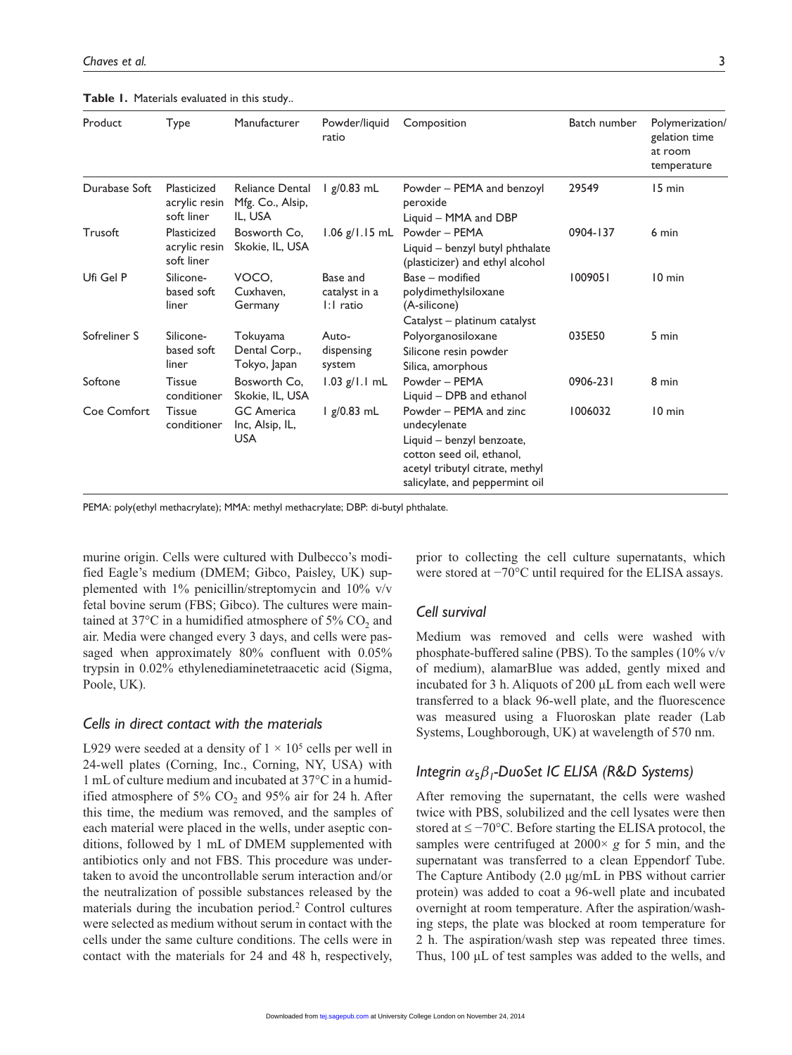**Table 1.** Materials evaluated in this study..

| Product | Type | Manufacturer | Powder/liquid ratio | Composition | Batch number | Polymerization/ gelation time at room temperature |
|---|---|---|---|---|---|---|
| Durabase Soft | Plasticized acrylic resin soft liner | Reliance Dental Mfg. Co., Alsip, IL, USA | 1 g/0.83 mL | Powder – PEMA and benzoyl peroxide<br>Liquid – MMA and DBP | 29549 | 15 min |
| Trusoft | Plasticized acrylic resin soft liner | Bosworth Co, Skokie, IL, USA | 1.06 g/1.15 mL | Powder – PEMA<br>Liquid – benzyl butyl phthalate (plasticizer) and ethyl alcohol | 0904-137 | 6 min |
| Ufi Gel P | Silicone-based soft liner | VOCO, Cuxhaven, Germany | Base and catalyst in a 1:1 ratio | Base – modified polydimethylsiloxane (A-silicone)<br>Catalyst – platinum catalyst | 1009051 | 10 min |
| Sofreliner S | Silicone-based soft liner | Tokuyama Dental Corp., Tokyo, Japan | Auto-dispensing system | Polyorganosiloxane<br>Silicone resin powder<br>Silica, amorphous | 035E50 | 5 min |
| Softone | Tissue conditioner | Bosworth Co, Skokie, IL, USA | 1.03 g/1.1 mL | Powder – PEMA<br>Liquid – DPB and ethanol | 0906-231 | 8 min |
| Coe Comfort | Tissue conditioner | GC America Inc, Alsip, IL, USA | 1 g/0.83 mL | Powder – PEMA and zinc undecylenate<br>Liquid – benzyl benzoate, cotton seed oil, ethanol, acetyl tributyl citrate, methyl salicylate, and peppermint oil | 1006032 | 10 min |

PEMA: poly(ethyl methacrylate); MMA: methyl methacrylate; DBP: di-butyl phthalate.

murine origin. Cells were cultured with Dulbecco's modified Eagle's medium (DMEM; Gibco, Paisley, UK) supplemented with 1% penicillin/streptomycin and 10% v/v fetal bovine serum (FBS; Gibco). The cultures were maintained at 37°C in a humidified atmosphere of 5% $CO_2$ and air. Media were changed every 3 days, and cells were passaged when approximately 80% confluent with 0.05% trypsin in 0.02% ethylenediaminetetraacetic acid (Sigma, Poole, UK).

### *Cells in direct contact with the materials*

L929 were seeded at a density of $1 \times 10^5$ cells per well in 24-well plates (Corning, Inc., Corning, NY, USA) with 1 mL of culture medium and incubated at 37°C in a humidified atmosphere of 5% $CO_2$ and 95% air for 24 h. After this time, the medium was removed, and the samples of each material were placed in the wells, under aseptic conditions, followed by 1 mL of DMEM supplemented with antibiotics only and not FBS. This procedure was undertaken to avoid the uncontrollable serum interaction and/or the neutralization of possible substances released by the materials during the incubation period.[2] Control cultures were selected as medium without serum in contact with the cells under the same culture conditions. The cells were in contact with the materials for 24 and 48 h, respectively, prior to collecting the cell culture supernatants, which were stored at −70°C until required for the ELISA assays.

### *Cell survival*

Medium was removed and cells were washed with phosphate-buffered saline (PBS). To the samples (10% v/v of medium), alamarBlue was added, gently mixed and incubated for 3 h. Aliquots of 200 µL from each well were transferred to a black 96-well plate, and the fluorescence was measured using a Fluoroskan plate reader (Lab Systems, Loughborough, UK) at wavelength of 570 nm.

### *Integrin $\alpha_5\beta_1$-DuoSet IC ELISA (R&D Systems)*

After removing the supernatant, the cells were washed twice with PBS, solubilized and the cell lysates were then stored at ≤ −70°C. Before starting the ELISA protocol, the samples were centrifuged at 2000× *g* for 5 min, and the supernatant was transferred to a clean Eppendorf Tube. The Capture Antibody (2.0 µg/mL in PBS without carrier protein) was added to coat a 96-well plate and incubated overnight at room temperature. After the aspiration/washing steps, the plate was blocked at room temperature for 2 h. The aspiration/wash step was repeated three times. Thus, 100 µL of test samples was added to the wells, and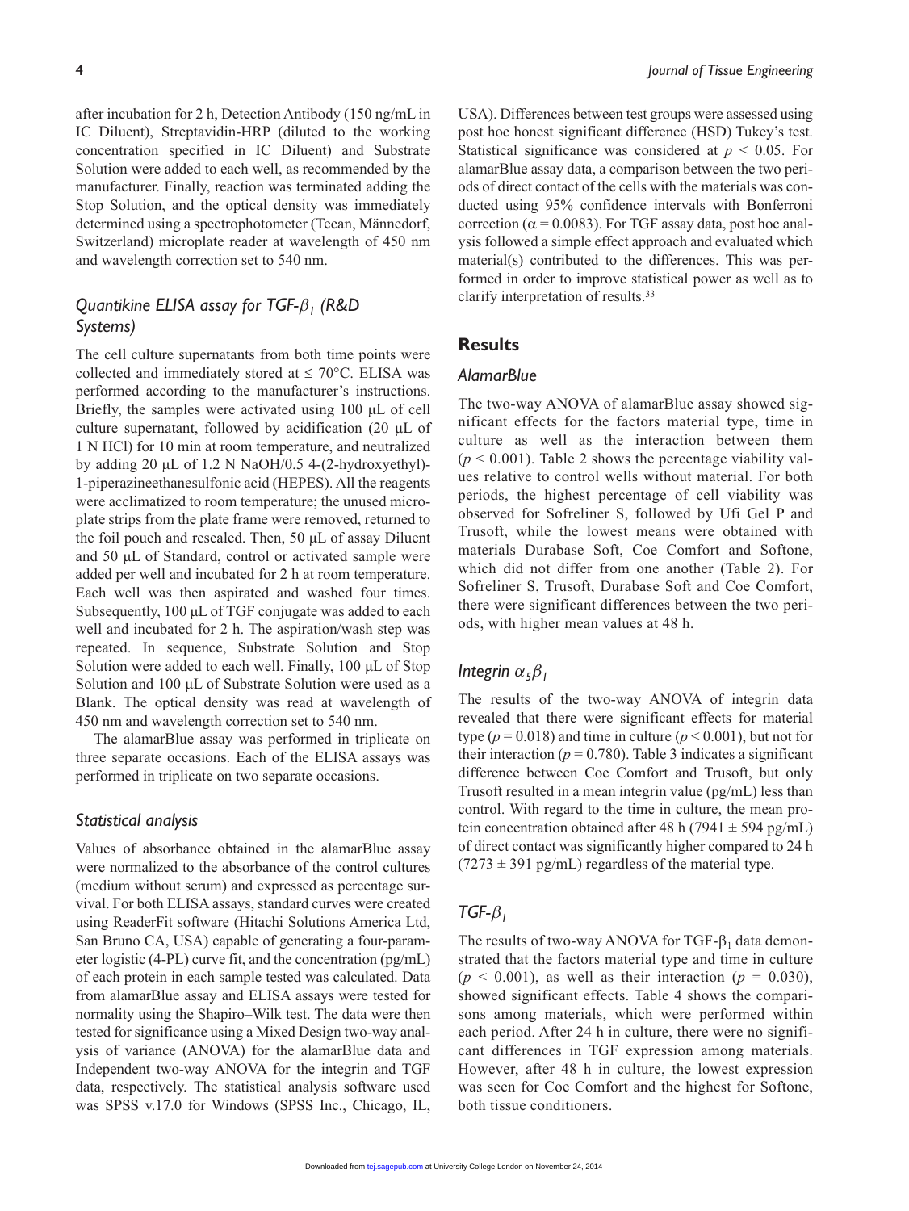after incubation for 2 h, Detection Antibody (150 ng/mL in IC Diluent), Streptavidin-HRP (diluted to the working concentration specified in IC Diluent) and Substrate Solution were added to each well, as recommended by the manufacturer. Finally, reaction was terminated adding the Stop Solution, and the optical density was immediately determined using a spectrophotometer (Tecan, Männedorf, Switzerland) microplate reader at wavelength of 450 nm and wavelength correction set to 540 nm.

### *Quantikine ELISA assay for TGF-$\beta_1$ (R&D Systems)*

The cell culture supernatants from both time points were collected and immediately stored at ≤ 70°C. ELISA was performed according to the manufacturer's instructions. Briefly, the samples were activated using 100 µL of cell culture supernatant, followed by acidification (20 µL of 1 N HCl) for 10 min at room temperature, and neutralized by adding 20 µL of 1.2 N NaOH/0.5 4-(2-hydroxyethyl)-1-piperazineethanesulfonic acid (HEPES). All the reagents were acclimatized to room temperature; the unused microplate strips from the plate frame were removed, returned to the foil pouch and resealed. Then, 50 µL of assay Diluent and 50 µL of Standard, control or activated sample were added per well and incubated for 2 h at room temperature. Each well was then aspirated and washed four times. Subsequently, 100 µL of TGF conjugate was added to each well and incubated for 2 h. The aspiration/wash step was repeated. In sequence, Substrate Solution and Stop Solution were added to each well. Finally, 100 µL of Stop Solution and 100 µL of Substrate Solution were used as a Blank. The optical density was read at wavelength of 450 nm and wavelength correction set to 540 nm.

The alamarBlue assay was performed in triplicate on three separate occasions. Each of the ELISA assays was performed in triplicate on two separate occasions.

### *Statistical analysis*

Values of absorbance obtained in the alamarBlue assay were normalized to the absorbance of the control cultures (medium without serum) and expressed as percentage survival. For both ELISA assays, standard curves were created using ReaderFit software (Hitachi Solutions America Ltd, San Bruno CA, USA) capable of generating a four-parameter logistic (4-PL) curve fit, and the concentration (pg/mL) of each protein in each sample tested was calculated. Data from alamarBlue assay and ELISA assays were tested for normality using the Shapiro–Wilk test. The data were then tested for significance using a Mixed Design two-way analysis of variance (ANOVA) for the alamarBlue data and Independent two-way ANOVA for the integrin and TGF data, respectively. The statistical analysis software used was SPSS v.17.0 for Windows (SPSS Inc., Chicago, IL, USA). Differences between test groups were assessed using post hoc honest significant difference (HSD) Tukey's test. Statistical significance was considered at $p < 0.05$. For alamarBlue assay data, a comparison between the two periods of direct contact of the cells with the materials was conducted using 95% confidence intervals with Bonferroni correction ($\alpha = 0.0083$). For TGF assay data, post hoc analysis followed a simple effect approach and evaluated which material(s) contributed to the differences. This was performed in order to improve statistical power as well as to clarify interpretation of results.[33]

## Results

### *AlamarBlue*

The two-way ANOVA of alamarBlue assay showed significant effects for the factors material type, time in culture as well as the interaction between them ($p < 0.001$). Table 2 shows the percentage viability values relative to control wells without material. For both periods, the highest percentage of cell viability was observed for Sofreliner S, followed by Ufi Gel P and Trusoft, while the lowest means were obtained with materials Durabase Soft, Coe Comfort and Softone, which did not differ from one another (Table 2). For Sofreliner S, Trusoft, Durabase Soft and Coe Comfort, there were significant differences between the two periods, with higher mean values at 48 h.

### *Integrin $\alpha_5\beta_1$*

The results of the two-way ANOVA of integrin data revealed that there were significant effects for material type ($p = 0.018$) and time in culture ($p < 0.001$), but not for their interaction ($p = 0.780$). Table 3 indicates a significant difference between Coe Comfort and Trusoft, but only Trusoft resulted in a mean integrin value (pg/mL) less than control. With regard to the time in culture, the mean protein concentration obtained after 48 h (7941 ± 594 pg/mL) of direct contact was significantly higher compared to 24 h (7273 ± 391 pg/mL) regardless of the material type.

### *TGF-$\beta_1$*

The results of two-way ANOVA for TGF-$\beta_1$ data demonstrated that the factors material type and time in culture ($p < 0.001$), as well as their interaction ($p = 0.030$), showed significant effects. Table 4 shows the comparisons among materials, which were performed within each period. After 24 h in culture, there were no significant differences in TGF expression among materials. However, after 48 h in culture, the lowest expression was seen for Coe Comfort and the highest for Softone, both tissue conditioners.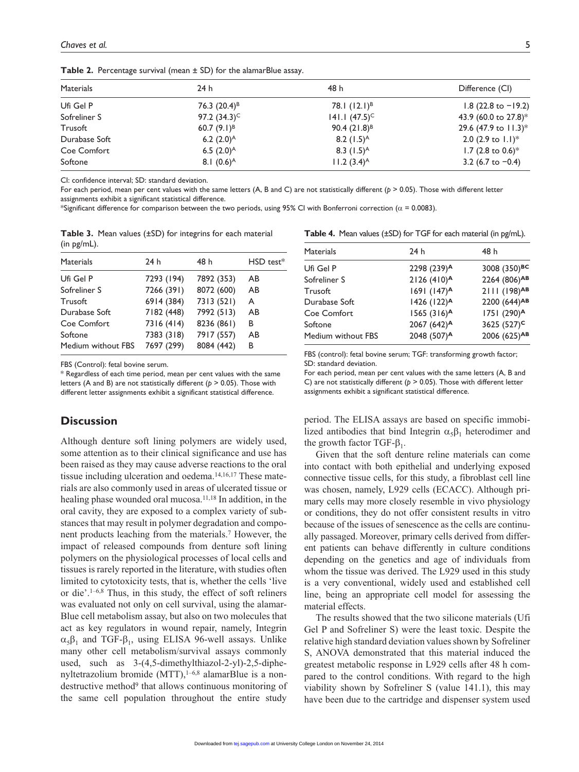**Table 2.** Percentage survival (mean ± SD) for the alamarBlue assay.

| Materials | 24 h | 48 h | Difference (CI) |
|---|---|---|---|
| Ufi Gel P | 76.3 (20.4)$^{B}$ | 78.1 (12.1)$^{B}$ | 1.8 (22.8 to −19.2) |
| Sofreliner S | 97.2 (34.3)$^{C}$ | 141.1 (47.5)$^{C}$ | 43.9 (60.0 to 27.8)* |
| Trusoft | 60.7 (9.1)$^{B}$ | 90.4 (21.8)$^{B}$ | 29.6 (47.9 to 11.3)* |
| Durabase Soft | 6.2 (2.0)$^{A}$ | 8.2 (1.5)$^{A}$ | 2.0 (2.9 to 1.1)* |
| Coe Comfort | 6.5 (2.0)$^{A}$ | 8.3 (1.5)$^{A}$ | 1.7 (2.8 to 0.6)* |
| Softone | 8.1 (0.6)$^{A}$ | 11.2 (3.4)$^{A}$ | 3.2 (6.7 to −0.4) |

CI: confidence interval; SD: standard deviation.

For each period, mean per cent values with the same letters (A, B and C) are not statistically different ($p > 0.05$). Those with different letter assignments exhibit a significant statistical difference.

*Significant difference for comparison between the two periods, using 95% CI with Bonferroni correction ($\alpha = 0.0083$).

**Table 3.** Mean values (±SD) for integrins for each material (in pg/mL).

| Materials | 24 h | 48 h | HSD test* |
|---|---|---|---|
| Ufi Gel P | 7293 (194) | 7892 (353) | AB |
| Sofreliner S | 7266 (391) | 8072 (600) | AB |
| Trusoft | 6914 (384) | 7313 (521) | A |
| Durabase Soft | 7182 (448) | 7992 (513) | AB |
| Coe Comfort | 7316 (414) | 8236 (861) | B |
| Softone | 7383 (318) | 7917 (557) | AB |
| Medium without FBS | 7697 (299) | 8084 (442) | B |

FBS (Control): fetal bovine serum.

* Regardless of each time period, mean per cent values with the same letters (A and B) are not statistically different ($p > 0.05$). Those with different letter assignments exhibit a significant statistical difference.

**Table 4.** Mean values (±SD) for TGF for each material (in pg/mL).

| Materials | 24 h | 48 h |
|---|---|---|
| Ufi Gel P | 2298 (239)$^{A}$ | 3008 (350)$^{BC}$ |
| Sofreliner S | 2126 (410)$^{A}$ | 2264 (806)$^{AB}$ |
| Trusoft | 1691 (147)$^{A}$ | 2111 (198)$^{AB}$ |
| Durabase Soft | 1426 (122)$^{A}$ | 2200 (644)$^{AB}$ |
| Coe Comfort | 1565 (316)$^{A}$ | 1751 (290)$^{A}$ |
| Softone | 2067 (642)$^{A}$ | 3625 (527)$^{C}$ |
| Medium without FBS | 2048 (507)$^{A}$ | 2006 (625)$^{AB}$ |

FBS (control): fetal bovine serum; TGF: transforming growth factor; SD: standard deviation.

For each period, mean per cent values with the same letters (A, B and C) are not statistically different ($p > 0.05$). Those with different letter assignments exhibit a significant statistical difference.

## Discussion

Although denture soft lining polymers are widely used, some attention as to their clinical significance and use has been raised as they may cause adverse reactions to the oral tissue including ulceration and oedema.[14,16,17] These materials are also commonly used in areas of ulcerated tissue or healing phase wounded oral mucosa.[11,18] In addition, in the oral cavity, they are exposed to a complex variety of substances that may result in polymer degradation and component products leaching from the materials.[7] However, the impact of released compounds from denture soft lining polymers on the physiological processes of local cells and tissues is rarely reported in the literature, with studies often limited to cytotoxicity tests, that is, whether the cells 'live or die'.[1–6,8] Thus, in this study, the effect of soft reliners was evaluated not only on cell survival, using the alamarBlue cell metabolism assay, but also on two molecules that act as key regulators in wound repair, namely, Integrin $\alpha_5\beta_1$ and TGF-$\beta_1$, using ELISA 96-well assays. Unlike many other cell metabolism/survival assays commonly used, such as 3-(4,5-dimethylthiazol-2-yl)-2,5-diphenyltetrazolium bromide (MTT),[1–6,8] alamarBlue is a non-destructive method[9] that allows continuous monitoring of the same cell population throughout the entire study period. The ELISA assays are based on specific immobilized antibodies that bind Integrin $\alpha_5\beta_1$ heterodimer and the growth factor TGF-$\beta_1$.

Given that the soft denture reline materials can come into contact with both epithelial and underlying exposed connective tissue cells, for this study, a fibroblast cell line was chosen, namely, L929 cells (ECACC). Although primary cells may more closely resemble in vivo physiology or conditions, they do not offer consistent results in vitro because of the issues of senescence as the cells are continually passaged. Moreover, primary cells derived from different patients can behave differently in culture conditions depending on the genetics and age of individuals from whom the tissue was derived. The L929 used in this study is a very conventional, widely used and established cell line, being an appropriate cell model for assessing the material effects.

The results showed that the two silicone materials (Ufi Gel P and Sofreliner S) were the least toxic. Despite the relative high standard deviation values shown by Sofreliner S, ANOVA demonstrated that this material induced the greatest metabolic response in L929 cells after 48 h compared to the control conditions. With regard to the high viability shown by Sofreliner S (value 141.1), this may have been due to the cartridge and dispenser system used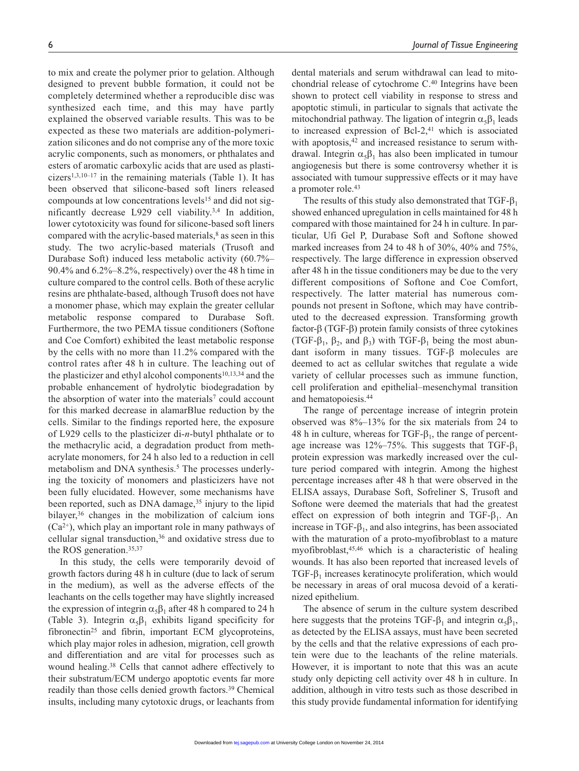to mix and create the polymer prior to gelation. Although designed to prevent bubble formation, it could not be completely determined whether a reproducible disc was synthesized each time, and this may have partly explained the observed variable results. This was to be expected as these two materials are addition-polymerization silicones and do not comprise any of the more toxic acrylic components, such as monomers, or phthalates and esters of aromatic carboxylic acids that are used as plasticizers[1,3,10–17] in the remaining materials (Table 1). It has been observed that silicone-based soft liners released compounds at low concentrations levels[15] and did not significantly decrease L929 cell viability.[3,4] In addition, lower cytotoxicity was found for silicone-based soft liners compared with the acrylic-based materials,[8] as seen in this study. The two acrylic-based materials (Trusoft and Durabase Soft) induced less metabolic activity (60.7%–90.4% and 6.2%–8.2%, respectively) over the 48 h time in culture compared to the control cells. Both of these acrylic resins are phthalate-based, although Trusoft does not have a monomer phase, which may explain the greater cellular metabolic response compared to Durabase Soft. Furthermore, the two PEMA tissue conditioners (Softone and Coe Comfort) exhibited the least metabolic response by the cells with no more than 11.2% compared with the control rates after 48 h in culture. The leaching out of the plasticizer and ethyl alcohol components[10,13,34] and the probable enhancement of hydrolytic biodegradation by the absorption of water into the materials[7] could account for this marked decrease in alamarBlue reduction by the cells. Similar to the findings reported here, the exposure of L929 cells to the plasticizer di-*n*-butyl phthalate or to the methacrylic acid, a degradation product from methacrylate monomers, for 24 h also led to a reduction in cell metabolism and DNA synthesis.[5] The processes underlying the toxicity of monomers and plasticizers have not been fully elucidated. However, some mechanisms have been reported, such as DNA damage,[35] injury to the lipid bilayer,[36] changes in the mobilization of calcium ions ($Ca^{2+}$), which play an important role in many pathways of cellular signal transduction,[36] and oxidative stress due to the ROS generation.[35,37]

In this study, the cells were temporarily devoid of growth factors during 48 h in culture (due to lack of serum in the medium), as well as the adverse effects of the leachants on the cells together may have slightly increased the expression of integrin $\alpha_5\beta_1$ after 48 h compared to 24 h (Table 3). Integrin $\alpha_5\beta_1$ exhibits ligand specificity for fibronectin[25] and fibrin, important ECM glycoproteins, which play major roles in adhesion, migration, cell growth and differentiation and are vital for processes such as wound healing.[38] Cells that cannot adhere effectively to their substratum/ECM undergo apoptotic events far more readily than those cells denied growth factors.[39] Chemical insults, including many cytotoxic drugs, or leachants from dental materials and serum withdrawal can lead to mitochondrial release of cytochrome C.[40] Integrins have been shown to protect cell viability in response to stress and apoptotic stimuli, in particular to signals that activate the mitochondrial pathway. The ligation of integrin $\alpha_5\beta_1$ leads to increased expression of Bcl-2,[41] which is associated with apoptosis,[42] and increased resistance to serum withdrawal. Integrin $\alpha_5\beta_1$ has also been implicated in tumour angiogenesis but there is some controversy whether it is associated with tumour suppressive effects or it may have a promoter role.[43]

The results of this study also demonstrated that TGF-$\beta_1$ showed enhanced upregulation in cells maintained for 48 h compared with those maintained for 24 h in culture. In particular, Ufi Gel P, Durabase Soft and Softone showed marked increases from 24 to 48 h of 30%, 40% and 75%, respectively. The large difference in expression observed after 48 h in the tissue conditioners may be due to the very different compositions of Softone and Coe Comfort, respectively. The latter material has numerous compounds not present in Softone, which may have contributed to the decreased expression. Transforming growth factor-β (TGF-β) protein family consists of three cytokines (TGF-$\beta_1$, $\beta_2$, and $\beta_3$) with TGF-$\beta_1$ being the most abundant isoform in many tissues. TGF-β molecules are deemed to act as cellular switches that regulate a wide variety of cellular processes such as immune function, cell proliferation and epithelial–mesenchymal transition and hematopoiesis.[44]

The range of percentage increase of integrin protein observed was 8%–13% for the six materials from 24 to 48 h in culture, whereas for TGF-$\beta_1$, the range of percentage increase was 12%–75%. This suggests that TGF-$\beta_1$ protein expression was markedly increased over the culture period compared with integrin. Among the highest percentage increases after 48 h that were observed in the ELISA assays, Durabase Soft, Sofreliner S, Trusoft and Softone were deemed the materials that had the greatest effect on expression of both integrin and TGF-$\beta_1$. An increase in TGF-$\beta_1$, and also integrins, has been associated with the maturation of a proto-myofibroblast to a mature myofibroblast,[45,46] which is a characteristic of healing wounds. It has also been reported that increased levels of TGF-$\beta_1$ increases keratinocyte proliferation, which would be necessary in areas of oral mucosa devoid of a keratinized epithelium.

The absence of serum in the culture system described here suggests that the proteins TGF-$\beta_1$ and integrin $\alpha_5\beta_1$, as detected by the ELISA assays, must have been secreted by the cells and that the relative expressions of each protein were due to the leachants of the reline materials. However, it is important to note that this was an acute study only depicting cell activity over 48 h in culture. In addition, although in vitro tests such as those described in this study provide fundamental information for identifying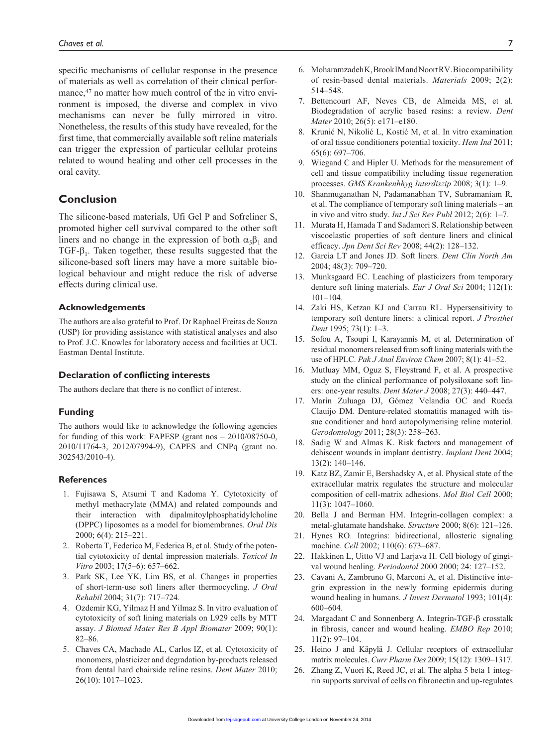specific mechanisms of cellular response in the presence of materials as well as correlation of their clinical performance,[47] no matter how much control of the in vitro environment is imposed, the diverse and complex in vivo mechanisms can never be fully mirrored in vitro. Nonetheless, the results of this study have revealed, for the first time, that commercially available soft reline materials can trigger the expression of particular cellular proteins related to wound healing and other cell processes in the oral cavity.

## Conclusion

The silicone-based materials, Ufi Gel P and Sofreliner S, promoted higher cell survival compared to the other soft liners and no change in the expression of both $\alpha_5\beta_1$ and TGF-$\beta_1$. Taken together, these results suggested that the silicone-based soft liners may have a more suitable biological behaviour and might reduce the risk of adverse effects during clinical use.

### Acknowledgements

The authors are also grateful to Prof. Dr Raphael Freitas de Souza (USP) for providing assistance with statistical analyses and also to Prof. J.C. Knowles for laboratory access and facilities at UCL Eastman Dental Institute.

### Declaration of conflicting interests

The authors declare that there is no conflict of interest.

### Funding

The authors would like to acknowledge the following agencies for funding of this work: FAPESP (grant nos – 2010/08750-0, 2010/11764-3, 2012/07994-9), CAPES and CNPq (grant no. 302543/2010-4).

### References

1. Fujisawa S, Atsumi T and Kadoma Y. Cytotoxicity of methyl methacrylate (MMA) and related compounds and their interaction with dipalmitoylphosphatidylcholine (DPPC) liposomes as a model for biomembranes. *Oral Dis* 2000; 6(4): 215–221.
2. Roberta T, Federico M, Federica B, et al. Study of the potential cytotoxicity of dental impression materials. *Toxicol In Vitro* 2003; 17(5–6): 657–662.
3. Park SK, Lee YK, Lim BS, et al. Changes in properties of short-term-use soft liners after thermocycling. *J Oral Rehabil* 2004; 31(7): 717–724.
4. Ozdemir KG, Yilmaz H and Yilmaz S. In vitro evaluation of cytotoxicity of soft lining materials on L929 cells by MTT assay. *J Biomed Mater Res B Appl Biomater* 2009; 90(1): 82–86.
5. Chaves CA, Machado AL, Carlos IZ, et al. Cytotoxicity of monomers, plasticizer and degradation by-products released from dental hard chairside reline resins. *Dent Mater* 2010; 26(10): 1017–1023.
6. Moharamzadeh K, Brook IM and Noort RV. Biocompatibility of resin-based dental materials. *Materials* 2009; 2(2): 514–548.
7. Bettencourt AF, Neves CB, de Almeida MS, et al. Biodegradation of acrylic based resins: a review. *Dent Mater* 2010; 26(5): e171–e180.
8. Krunić N, Nikolić L, Kostić M, et al. In vitro examination of oral tissue conditioners potential toxicity. *Hem Ind* 2011; 65(6): 697–706.
9. Wiegand C and Hipler U. Methods for the measurement of cell and tissue compatibility including tissue regeneration processes. *GMS Krankenhhyg Interdiszip* 2008; 3(1): 1–9.
10. Shanmuganathan N, Padamanabhan TV, Subramaniam R, et al. The compliance of temporary soft lining materials – an in vivo and vitro study. *Int J Sci Res Publ* 2012; 2(6): 1–7.
11. Murata H, Hamada T and Sadamori S. Relationship between viscoelastic properties of soft denture liners and clinical efficacy. *Jpn Dent Sci Rev* 2008; 44(2): 128–132.
12. Garcia LT and Jones JD. Soft liners. *Dent Clin North Am* 2004; 48(3): 709–720.
13. Munksgaard EC. Leaching of plasticizers from temporary denture soft lining materials. *Eur J Oral Sci* 2004; 112(1): 101–104.
14. Zaki HS, Ketzan KJ and Carrau RL. Hypersensitivity to temporary soft denture liners: a clinical report. *J Prosthet Dent* 1995; 73(1): 1–3.
15. Sofou A, Tsoupi I, Karayannis M, et al. Determination of residual monomers released from soft lining materials with the use of HPLC. *Pak J Anal Environ Chem* 2007; 8(1): 41–52.
16. Mutluay MM, Oguz S, Fløystrand F, et al. A prospective study on the clinical performance of polysiloxane soft liners: one-year results. *Dent Mater J* 2008; 27(3): 440–447.
17. Marín Zuluaga DJ, Gómez Velandia OC and Rueda Clauijo DM. Denture-related stomatitis managed with tissue conditioner and hard autopolymerising reline material. *Gerodontology* 2011; 28(3): 258–263.
18. Sadig W and Almas K. Risk factors and management of dehiscent wounds in implant dentistry. *Implant Dent* 2004; 13(2): 140–146.
19. Katz BZ, Zamir E, Bershadsky A, et al. Physical state of the extracellular matrix regulates the structure and molecular composition of cell-matrix adhesions. *Mol Biol Cell* 2000; 11(3): 1047–1060.
20. Bella J and Berman HM. Integrin-collagen complex: a metal-glutamate handshake. *Structure* 2000; 8(6): 121–126.
21. Hynes RO. Integrins: bidirectional, allosteric signaling machine. *Cell* 2002; 110(6): 673–687.
22. Hakkinen L, Uitto VJ and Larjava H. Cell biology of gingival wound healing. *Periodontol 2000* 2000; 24: 127–152.
23. Cavani A, Zambruno G, Marconi A, et al. Distinctive integrin expression in the newly forming epidermis during wound healing in humans. *J Invest Dermatol* 1993; 101(4): 600–604.
24. Margadant C and Sonnenberg A. Integrin-TGF-β crosstalk in fibrosis, cancer and wound healing. *EMBO Rep* 2010; 11(2): 97–104.
25. Heino J and Käpylä J. Cellular receptors of extracellular matrix molecules. *Curr Pharm Des* 2009; 15(12): 1309–1317.
26. Zhang Z, Vuori K, Reed JC, et al. The alpha 5 beta 1 integrin supports survival of cells on fibronectin and up-regulates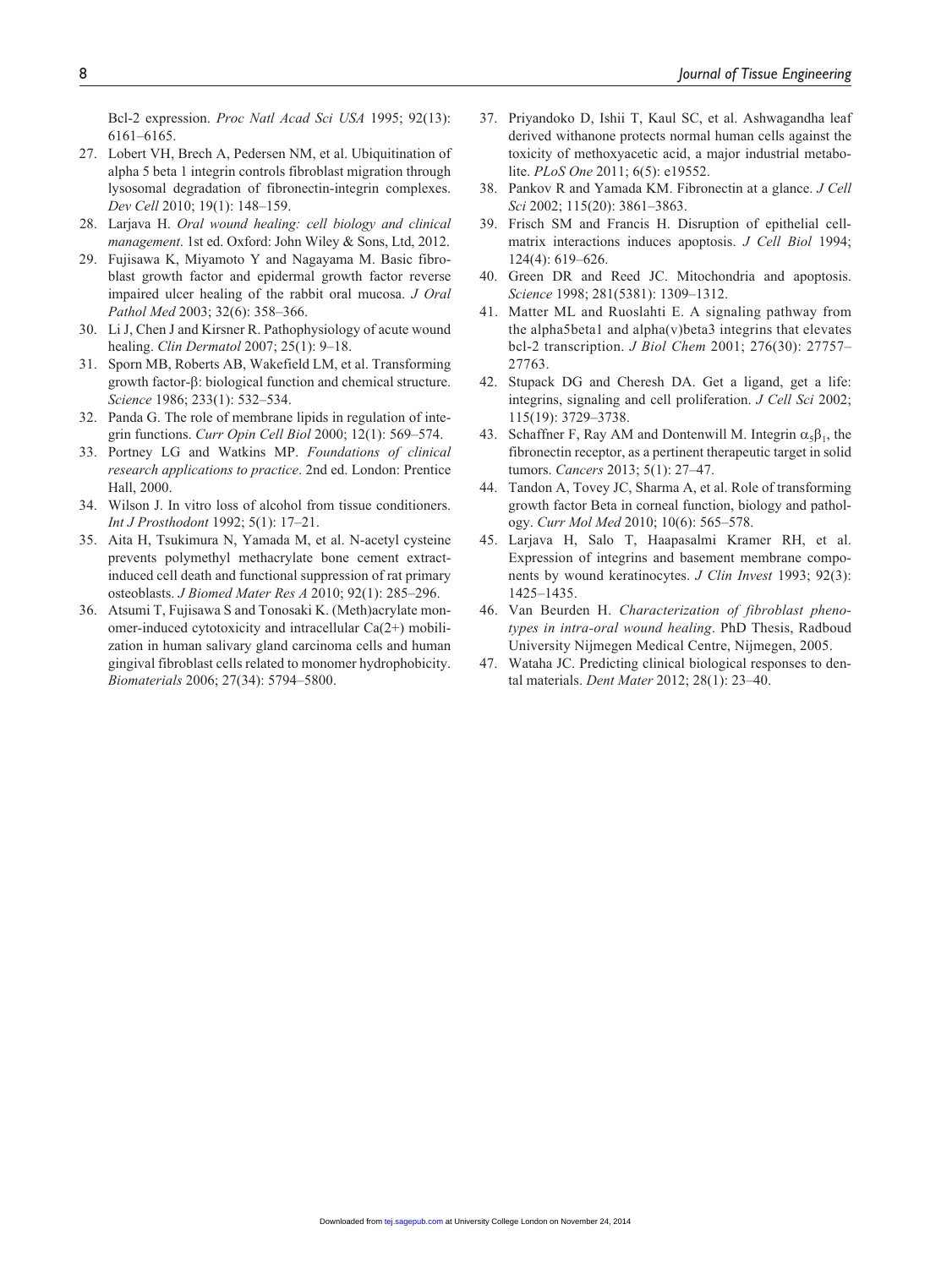Bcl-2 expression. *Proc Natl Acad Sci USA* 1995; 92(13): 6161–6165.

27. Lobert VH, Brech A, Pedersen NM, et al. Ubiquitination of alpha 5 beta 1 integrin controls fibroblast migration through lysosomal degradation of fibronectin-integrin complexes. *Dev Cell* 2010; 19(1): 148–159.
28. Larjava H. *Oral wound healing: cell biology and clinical management*. 1st ed. Oxford: John Wiley & Sons, Ltd, 2012.
29. Fujisawa K, Miyamoto Y and Nagayama M. Basic fibroblast growth factor and epidermal growth factor reverse impaired ulcer healing of the rabbit oral mucosa. *J Oral Pathol Med* 2003; 32(6): 358–366.
30. Li J, Chen J and Kirsner R. Pathophysiology of acute wound healing. *Clin Dermatol* 2007; 25(1): 9–18.
31. Sporn MB, Roberts AB, Wakefield LM, et al. Transforming growth factor-β: biological function and chemical structure. *Science* 1986; 233(1): 532–534.
32. Panda G. The role of membrane lipids in regulation of integrin functions. *Curr Opin Cell Biol* 2000; 12(1): 569–574.
33. Portney LG and Watkins MP. *Foundations of clinical research applications to practice*. 2nd ed. London: Prentice Hall, 2000.
34. Wilson J. In vitro loss of alcohol from tissue conditioners. *Int J Prosthodont* 1992; 5(1): 17–21.
35. Aita H, Tsukimura N, Yamada M, et al. N-acetyl cysteine prevents polymethyl methacrylate bone cement extract-induced cell death and functional suppression of rat primary osteoblasts. *J Biomed Mater Res A* 2010; 92(1): 285–296.
36. Atsumi T, Fujisawa S and Tonosaki K. (Meth)acrylate monomer-induced cytotoxicity and intracellular Ca(2+) mobilization in human salivary gland carcinoma cells and human gingival fibroblast cells related to monomer hydrophobicity. *Biomaterials* 2006; 27(34): 5794–5800.
37. Priyandoko D, Ishii T, Kaul SC, et al. Ashwagandha leaf derived withanone protects normal human cells against the toxicity of methoxyacetic acid, a major industrial metabolite. *PLoS One* 2011; 6(5): e19552.
38. Pankov R and Yamada KM. Fibronectin at a glance. *J Cell Sci* 2002; 115(20): 3861–3863.
39. Frisch SM and Francis H. Disruption of epithelial cell-matrix interactions induces apoptosis. *J Cell Biol* 1994; 124(4): 619–626.
40. Green DR and Reed JC. Mitochondria and apoptosis. *Science* 1998; 281(5381): 1309–1312.
41. Matter ML and Ruoslahti E. A signaling pathway from the alpha5beta1 and alpha(v)beta3 integrins that elevates bcl-2 transcription. *J Biol Chem* 2001; 276(30): 27757–27763.
42. Stupack DG and Cheresh DA. Get a ligand, get a life: integrins, signaling and cell proliferation. *J Cell Sci* 2002; 115(19): 3729–3738.
43. Schaffner F, Ray AM and Dontenwill M. Integrin $\alpha_5\beta_1$, the fibronectin receptor, as a pertinent therapeutic target in solid tumors. *Cancers* 2013; 5(1): 27–47.
44. Tandon A, Tovey JC, Sharma A, et al. Role of transforming growth factor Beta in corneal function, biology and pathology. *Curr Mol Med* 2010; 10(6): 565–578.
45. Larjava H, Salo T, Haapasalmi Kramer RH, et al. Expression of integrins and basement membrane components by wound keratinocytes. *J Clin Invest* 1993; 92(3): 1425–1435.
46. Van Beurden H. *Characterization of fibroblast phenotypes in intra-oral wound healing*. PhD Thesis, Radboud University Nijmegen Medical Centre, Nijmegen, 2005.
47. Wataha JC. Predicting clinical biological responses to dental materials. *Dent Mater* 2012; 28(1): 23–40.